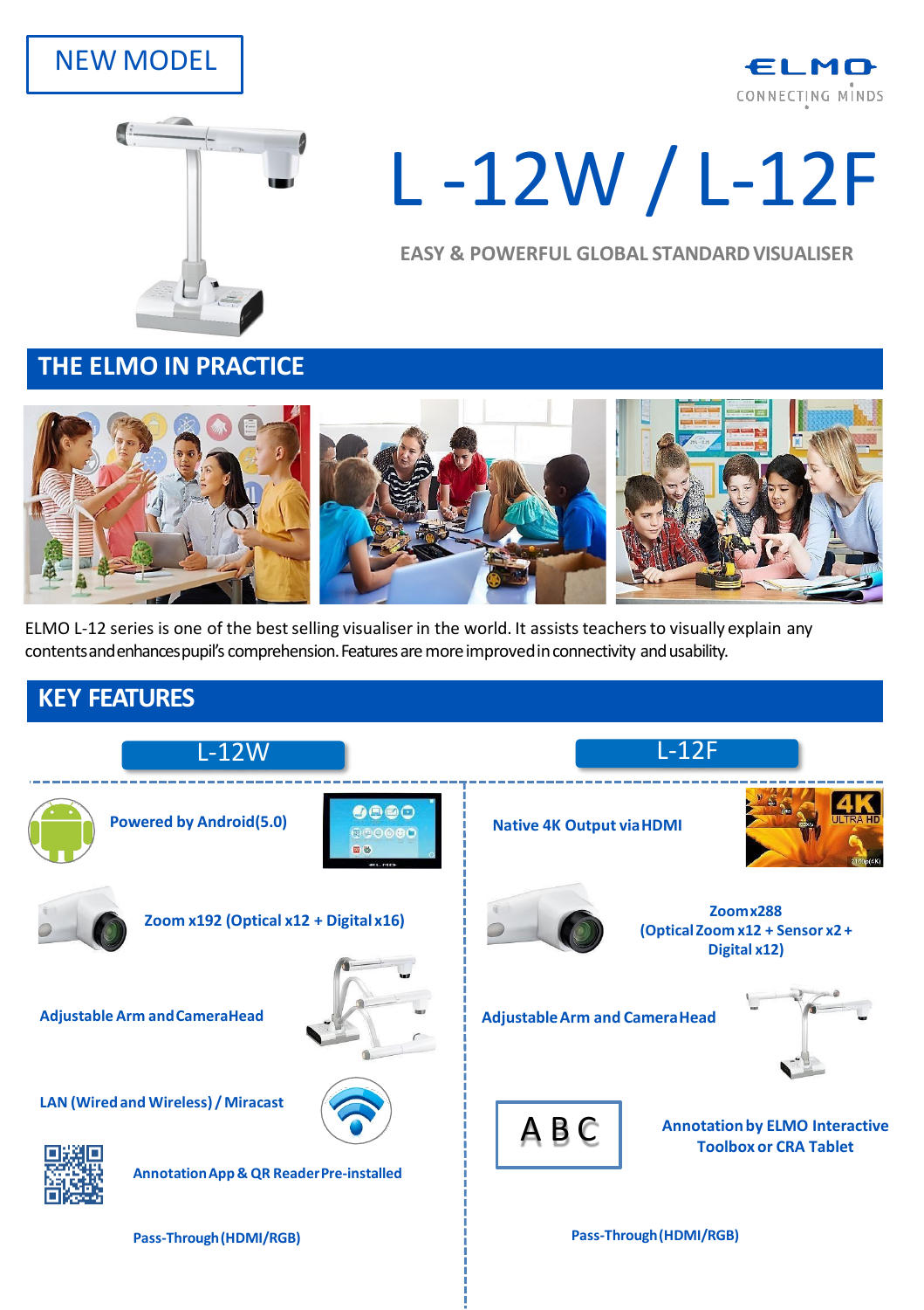NEW MODEL

ELMO
CONNECTING MINDS

# L -12W / L-12F

EASY & POWERFUL GLOBAL STANDARD VISUALISER

## THE ELMO IN PRACTICE

ELMO L-12 series is one of the best selling visualiser in the world. It assists teachers to visually explain any contents and enhances pupil's comprehension. Features are more improved in connectivity and usability.

## KEY FEATURES

### L-12W

- **Powered by Android(5.0)**
- **Zoom x192 (Optical x12 + Digital x16)**
- **Adjustable Arm and Camera Head**
- **LAN (Wired and Wireless) / Miracast**
- **Annotation App & QR Reader Pre-installed**
- **Pass-Through (HDMI/RGB)**

### L-12F

- **Native 4K Output via HDMI**
- **Zoom x288 (Optical Zoom x12 + Sensor x2 + Digital x12)**
- **Adjustable Arm and Camera Head**
- **Annotation by ELMO Interactive Toolbox or CRA Tablet**
- **Pass-Through (HDMI/RGB)**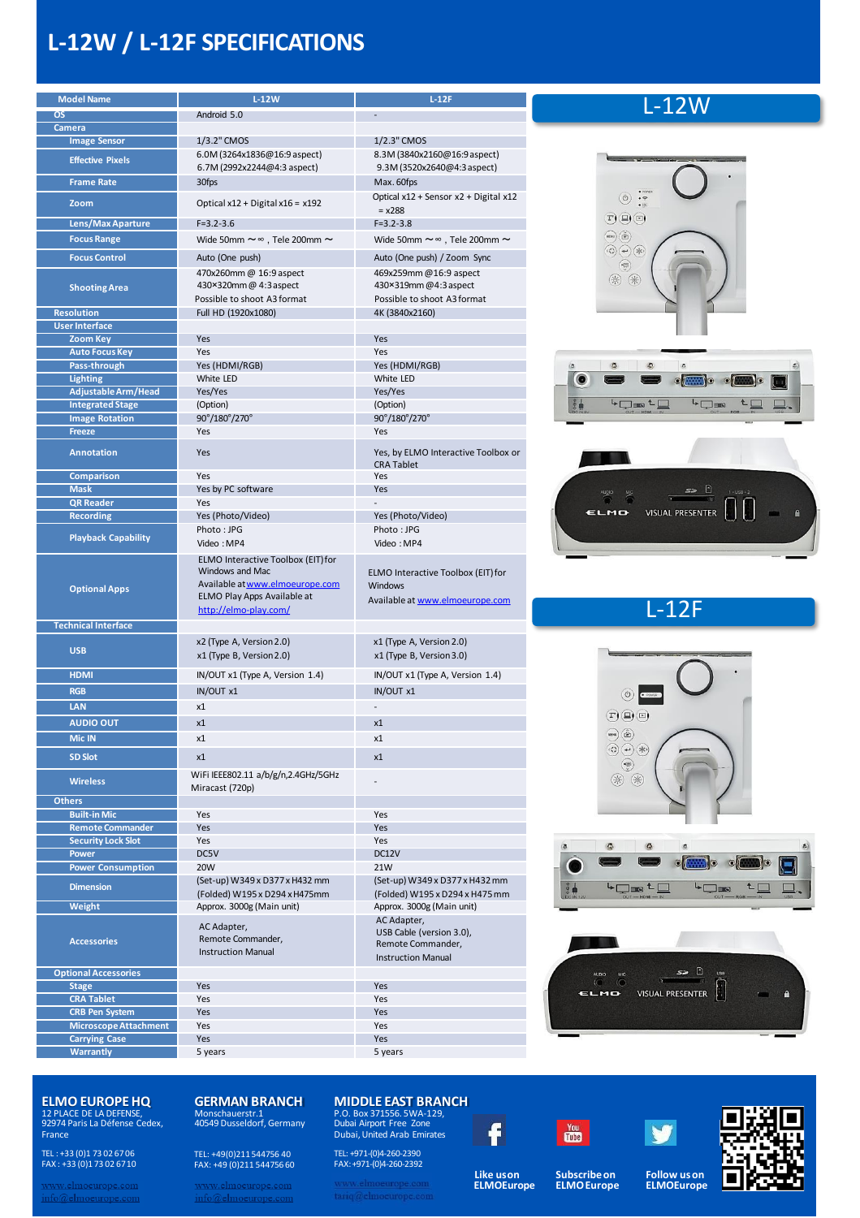# L-12W / L-12F SPECIFICATIONS

| Model Name | L-12W | L-12F |
|---|---|---|
| OS | Android 5.0 | - |
| Camera | | |
| Image Sensor | 1/3.2" CMOS | 1/2.3" CMOS |
| Effective Pixels | 6.0M (3264x1836@16:9 aspect)<br>6.7M (2992x2244@4:3 aspect) | 8.3M (3840x2160@16:9 aspect)<br>9.3M (3520x2640@4:3 aspect) |
| Frame Rate | 30fps | Max. 60fps |
| Zoom | Optical x12 + Digital x16 = x192 | Optical x12 + Sensor x2 + Digital x12 = x288 |
| Lens/Max Aparture | F=3.2-3.6 | F=3.2-3.8 |
| Focus Range | Wide 50mm ~∞ , Tele 200mm ~ | Wide 50mm ~∞ , Tele 200mm ~ |
| Focus Control | Auto (One push) | Auto (One push) / Zoom Sync |
| Shooting Area | 470x260mm @ 16:9 aspect<br>430×320mm @ 4:3 aspect<br>Possible to shoot A3 format | 469x259mm @16:9 aspect<br>430×319mm @4:3 aspect<br>Possible to shoot A3 format |
| Resolution | Full HD (1920x1080) | 4K (3840x2160) |
| User Interface | | |
| Zoom Key | Yes | Yes |
| Auto Focus Key | Yes | Yes |
| Pass-through | Yes (HDMI/RGB) | Yes (HDMI/RGB) |
| Lighting | White LED | White LED |
| Adjustable Arm/Head | Yes/Yes | Yes/Yes |
| Integrated Stage | (Option) | (Option) |
| Image Rotation | 90°/180°/270° | 90°/180°/270° |
| Freeze | Yes | Yes |
| Annotation | Yes | Yes, by ELMO Interactive Toolbox or CRA Tablet |
| Comparison | Yes | Yes |
| Mask | Yes by PC software | Yes |
| QR Reader | Yes | - |
| Recording | Yes (Photo/Video) | Yes (Photo/Video) |
| Playback Capability | Photo : JPG<br>Video : MP4 | Photo : JPG<br>Video : MP4 |
| Optional Apps | ELMO Interactive Toolbox (EIT) for Windows and Mac<br>Available at www.elmoeurope.com<br>ELMO Play Apps Available at<br>http://elmo-play.com/ | ELMO Interactive Toolbox (EIT) for Windows<br>Available at www.elmoeurope.com |
| Technical Interface | | |
| USB | x2 (Type A, Version 2.0)<br>x1 (Type B, Version 2.0) | x1 (Type A, Version 2.0)<br>x1 (Type B, Version 3.0) |
| HDMI | IN/OUT x1 (Type A, Version 1.4) | IN/OUT x1 (Type A, Version 1.4) |
| RGB | IN/OUT x1 | IN/OUT x1 |
| LAN | x1 | - |
| AUDIO OUT | x1 | x1 |
| Mic IN | x1 | x1 |
| SD Slot | x1 | x1 |
| Wireless | WiFi IEEE802.11 a/b/g/n,2.4GHz/5GHz<br>Miracast (720p) | - |
| Others | | |
| Built-in Mic | Yes | Yes |
| Remote Commander | Yes | Yes |
| Security Lock Slot | Yes | Yes |
| Power | DC5V | DC12V |
| Power Consumption | 20W | 21W |
| Dimension | (Set-up) W349 x D377 x H432 mm<br>(Folded) W195 x D294 x H475mm | (Set-up) W349 x D377 x H432 mm<br>(Folded) W195 x D294 x H475 mm |
| Weight | Approx. 3000g (Main unit) | Approx. 3000g (Main unit) |
| Accessories | AC Adapter,<br>Remote Commander,<br>Instruction Manual | AC Adapter,<br>USB Cable (version 3.0),<br>Remote Commander,<br>Instruction Manual |
| Optional Accessories | | |
| Stage | Yes | Yes |
| CRA Tablet | Yes | Yes |
| CRB Pen System | Yes | Yes |
| Microscope Attachment | Yes | Yes |
| Carrying Case | Yes | Yes |
| Warranty | 5 years | 5 years |

## L-12W

## L-12F

**ELMO EUROPE HQ**
12 PLACE DE LA DEFENSE,
92974 Paris La Défense Cedex,
France

TEL : +33 (0)1 73 02 67 06
FAX : +33 (0)1 73 02 67 10

www.elmoeurope.com
info@elmoeurope.com

**GERMAN BRANCH**
Monschauerstr.1
40549 Dusseldorf, Germany

TEL: +49(0)211 544756 40
FAX: +49 (0)211 544756 60

www.elmoeurope.com
info@elmoeurope.com

**MIDDLE EAST BRANCH**
P.O. Box 371556, 5WA-129,
Dubai Airport Free Zone
Dubai, United Arab Emirates

TEL: +971-(0)4-260-2390
FAX: +971-(0)4-260-2392

www.elmoeurope.com
tariq@elmoeurope.com

Like us on ELMOEurope

Subscribe on ELMO Europe

Follow us on ELMOEurope